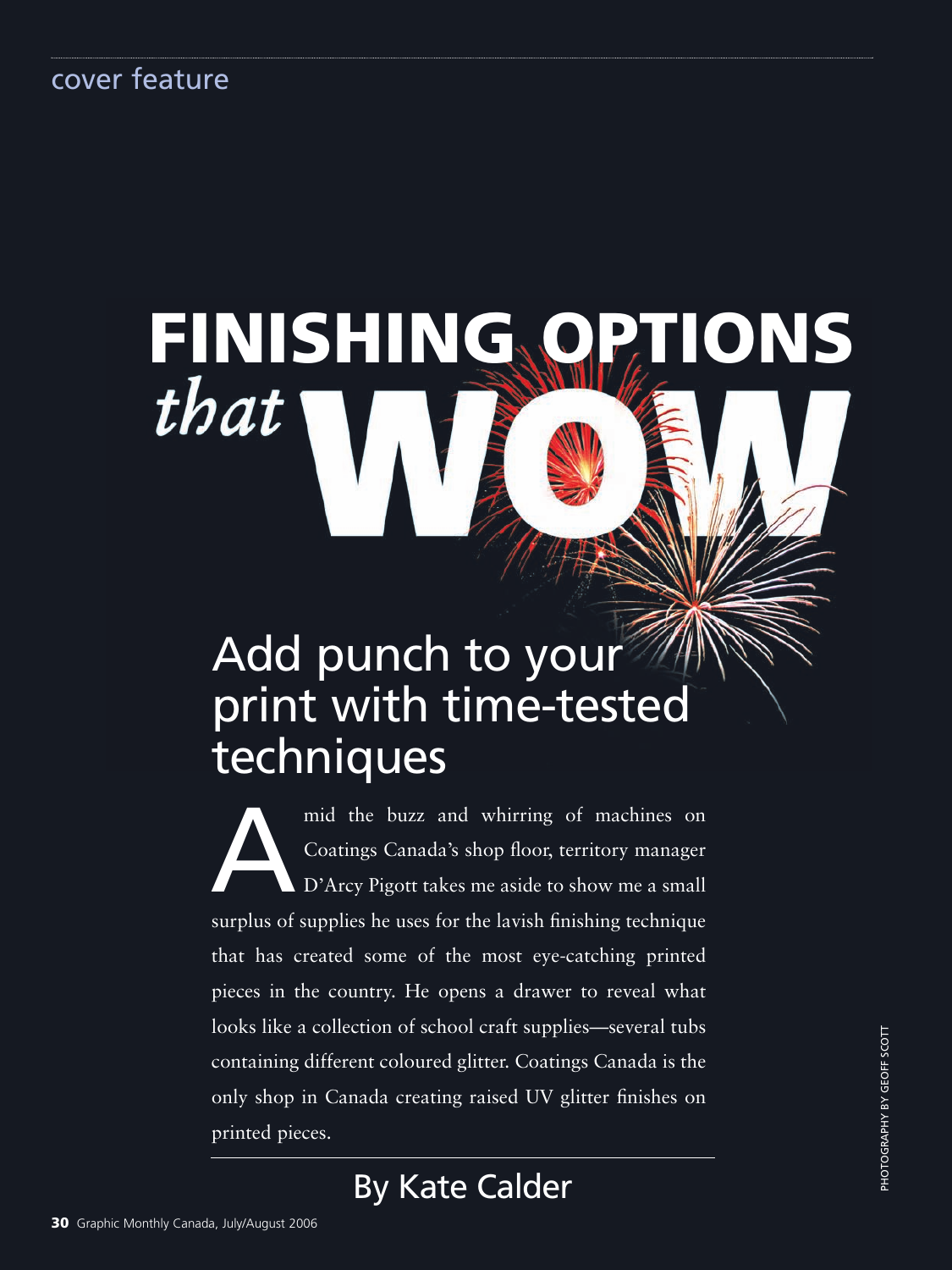cover feature

# FINISHING OPTIONS *that* WOW

## Add punch to your print with time-tested techniques

Amid the buzz and whirring of machines on Coatings Canada's shop floor, territory manager D'Arcy Pigott takes me aside to show me a small surplus of supplies he uses for the lavish finishing technique that has created some of the most eye-catching printed pieces in the country. He opens a drawer to reveal what looks like a collection of school craft supplies—several tubs containing different coloured glitter. Coatings Canada is the only shop in Canada creating raised UV glitter finishes on printed pieces.

By Kate Calder

PHOTOGRAPHY BY GEOFF SCOTT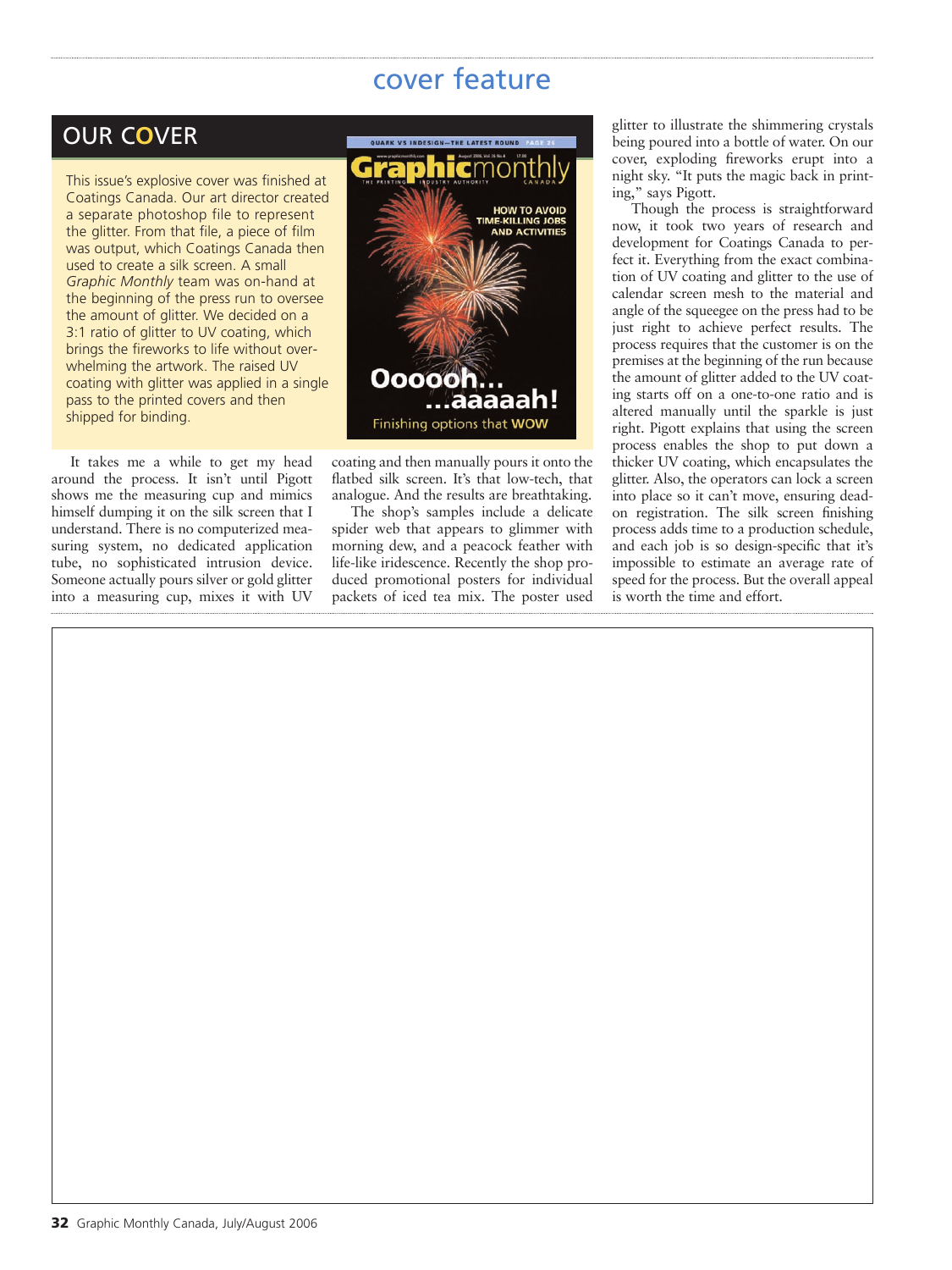## OUR COVER

This issue's explosive cover was finished at Coatings Canada. Our art director created a separate photoshop file to represent the glitter. From that file, a piece of film was output, which Coatings Canada then used to create a silk screen. A small *Graphic Monthly* team was on-hand at the beginning of the press run to oversee the amount of glitter. We decided on a 3:1 ratio of glitter to UV coating, which brings the fireworks to life without overwhelming the artwork. The raised UV coating with glitter was applied in a single pass to the printed covers and then shipped for binding.

It takes me a while to get my head around the process. It isn't until Pigott shows me the measuring cup and mimics himself dumping it on the silk screen that I understand. There is no computerized measuring system, no dedicated application tube, no sophisticated intrusion device. Someone actually pours silver or gold glitter into a measuring cup, mixes it with UV coating and then manually pours it onto the flatbed silk screen. It's that low-tech, that analogue. And the results are breathtaking.

The shop's samples include a delicate spider web that appears to glimmer with morning dew, and a peacock feather with life-like iridescence. Recently the shop produced promotional posters for individual packets of iced tea mix. The poster used glitter to illustrate the shimmering crystals being poured into a bottle of water. On our cover, exploding fireworks erupt into a night sky. "It puts the magic back in printing," says Pigott.

Though the process is straightforward now, it took two years of research and development for Coatings Canada to perfect it. Everything from the exact combination of UV coating and glitter to the use of calendar screen mesh to the material and angle of the squeegee on the press had to be just right to achieve perfect results. The process requires that the customer is on the premises at the beginning of the run because the amount of glitter added to the UV coating starts off on a one-to-one ratio and is altered manually until the sparkle is just right. Pigott explains that using the screen process enables the shop to put down a thicker UV coating, which encapsulates the glitter. Also, the operators can lock a screen into place so it can't move, ensuring dead-on registration. The silk screen finishing process adds time to a production schedule, and each job is so design-specific that it's impossible to estimate an average rate of speed for the process. But the overall appeal is worth the time and effort.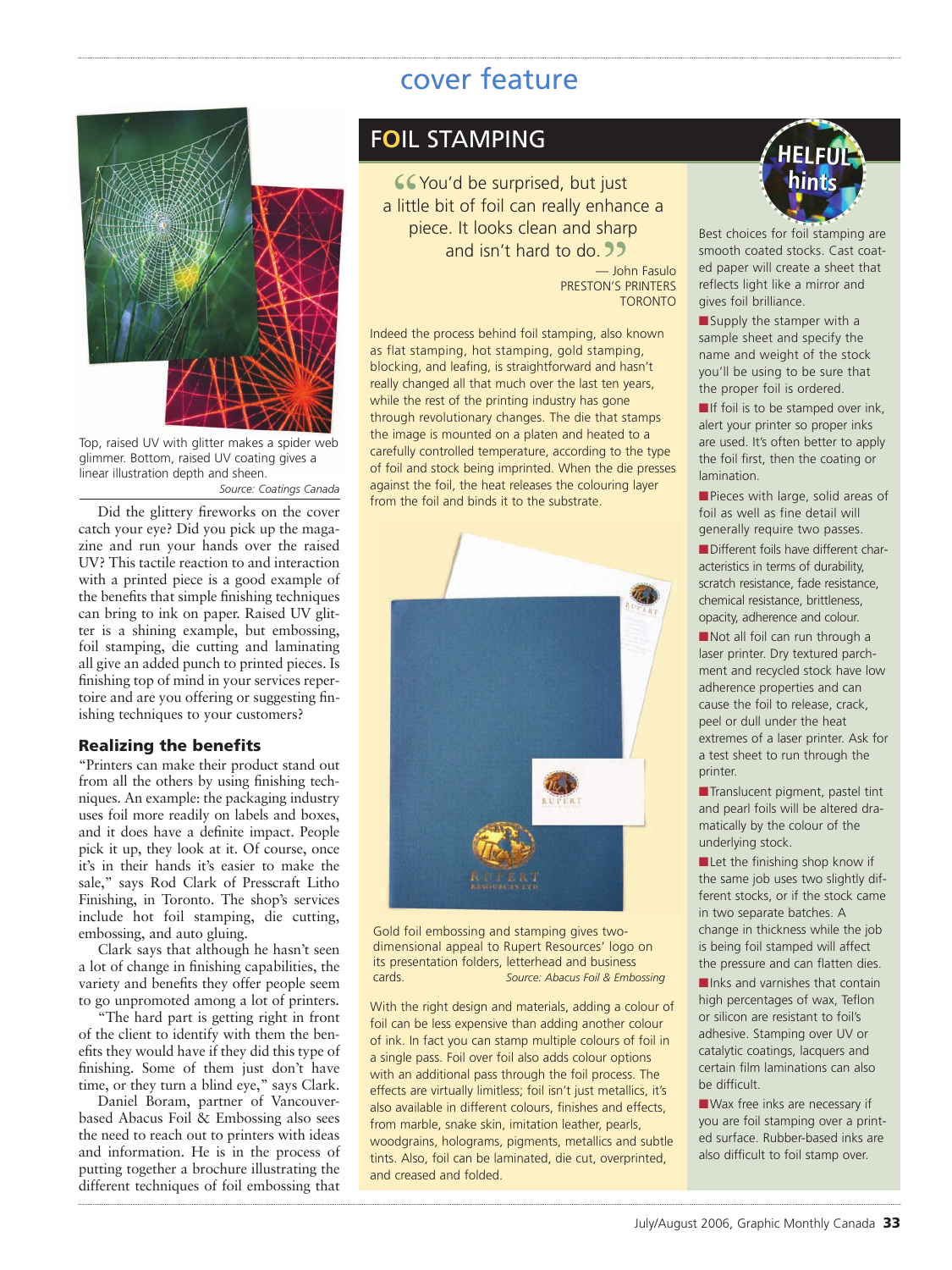# cover feature

Top, raised UV with glitter makes a spider web glimmer. Bottom, raised UV coating gives a linear illustration depth and sheen.

*Source: Coatings Canada*

Did the glittery fireworks on the cover catch your eye? Did you pick up the magazine and run your hands over the raised UV? This tactile reaction to and interaction with a printed piece is a good example of the benefits that simple finishing techniques can bring to ink on paper. Raised UV glitter is a shining example, but embossing, foil stamping, die cutting and laminating all give an added punch to printed pieces. Is finishing top of mind in your services repertoire and are you offering or suggesting finishing techniques to your customers?

### Realizing the benefits

"Printers can make their product stand out from all the others by using finishing techniques. An example: the packaging industry uses foil more readily on labels and boxes, and it does have a definite impact. People pick it up, they look at it. Of course, once it's in their hands it's easier to make the sale," says Rod Clark of Presscraft Litho Finishing, in Toronto. The shop's services include hot foil stamping, die cutting, embossing, and auto gluing.

Clark says that although he hasn't seen a lot of change in finishing capabilities, the variety and benefits they offer people seem to go unpromoted among a lot of printers.

"The hard part is getting right in front of the client to identify with them the benefits they would have if they did this type of finishing. Some of them just don't have time, or they turn a blind eye," says Clark.

Daniel Boram, partner of Vancouver-based Abacus Foil & Embossing also sees the need to reach out to printers with ideas and information. He is in the process of putting together a brochure illustrating the different techniques of foil embossing that

## FOIL STAMPING

"You'd be surprised, but just a little bit of foil can really enhance a piece. It looks clean and sharp and isn't hard to do."

— John Fasulo
PRESTON'S PRINTERS
TORONTO

Indeed the process behind foil stamping, also known as flat stamping, hot stamping, gold stamping, blocking, and leafing, is straightforward and hasn't really changed all that much over the last ten years, while the rest of the printing industry has gone through revolutionary changes. The die that stamps the image is mounted on a platen and heated to a carefully controlled temperature, according to the type of foil and stock being imprinted. When the die presses against the foil, the heat releases the colouring layer from the foil and binds it to the substrate.

Gold foil embossing and stamping gives two-dimensional appeal to Rupert Resources' logo on its presentation folders, letterhead and business cards. *Source: Abacus Foil & Embossing*

With the right design and materials, adding a colour of foil can be less expensive than adding another colour of ink. In fact you can stamp multiple colours of foil in a single pass. Foil over foil also adds colour options with an additional pass through the foil process. The effects are virtually limitless; foil isn't just metallics, it's also available in different colours, finishes and effects, from marble, snake skin, imitation leather, pearls, woodgrains, holograms, pigments, metallics and subtle tints. Also, foil can be laminated, die cut, overprinted, and creased and folded.

### HELPFUL hints

Best choices for foil stamping are smooth coated stocks. Cast coated paper will create a sheet that reflects light like a mirror and gives foil brilliance.

- Supply the stamper with a sample sheet and specify the name and weight of the stock you'll be using to be sure that the proper foil is ordered.
- If foil is to be stamped over ink, alert your printer so proper inks are used. It's often better to apply the foil first, then the coating or lamination.
- Pieces with large, solid areas of foil as well as fine detail will generally require two passes.
- Different foils have different characteristics in terms of durability, scratch resistance, fade resistance, chemical resistance, brittleness, opacity, adherence and colour.
- Not all foil can run through a laser printer. Dry textured parchment and recycled stock have low adherence properties and can cause the foil to release, crack, peel or dull under the heat extremes of a laser printer. Ask for a test sheet to run through the printer.
- Translucent pigment, pastel tint and pearl foils will be altered dramatically by the colour of the underlying stock.
- Let the finishing shop know if the same job uses two slightly different stocks, or if the stock came in two separate batches. A change in thickness while the job is being foil stamped will affect the pressure and can flatten dies.
- Inks and varnishes that contain high percentages of wax, Teflon or silicon are resistant to foil's adhesive. Stamping over UV or catalytic coatings, lacquers and certain film laminations can also be difficult.
- Wax free inks are necessary if you are foil stamping over a printed surface. Rubber-based inks are also difficult to foil stamp over.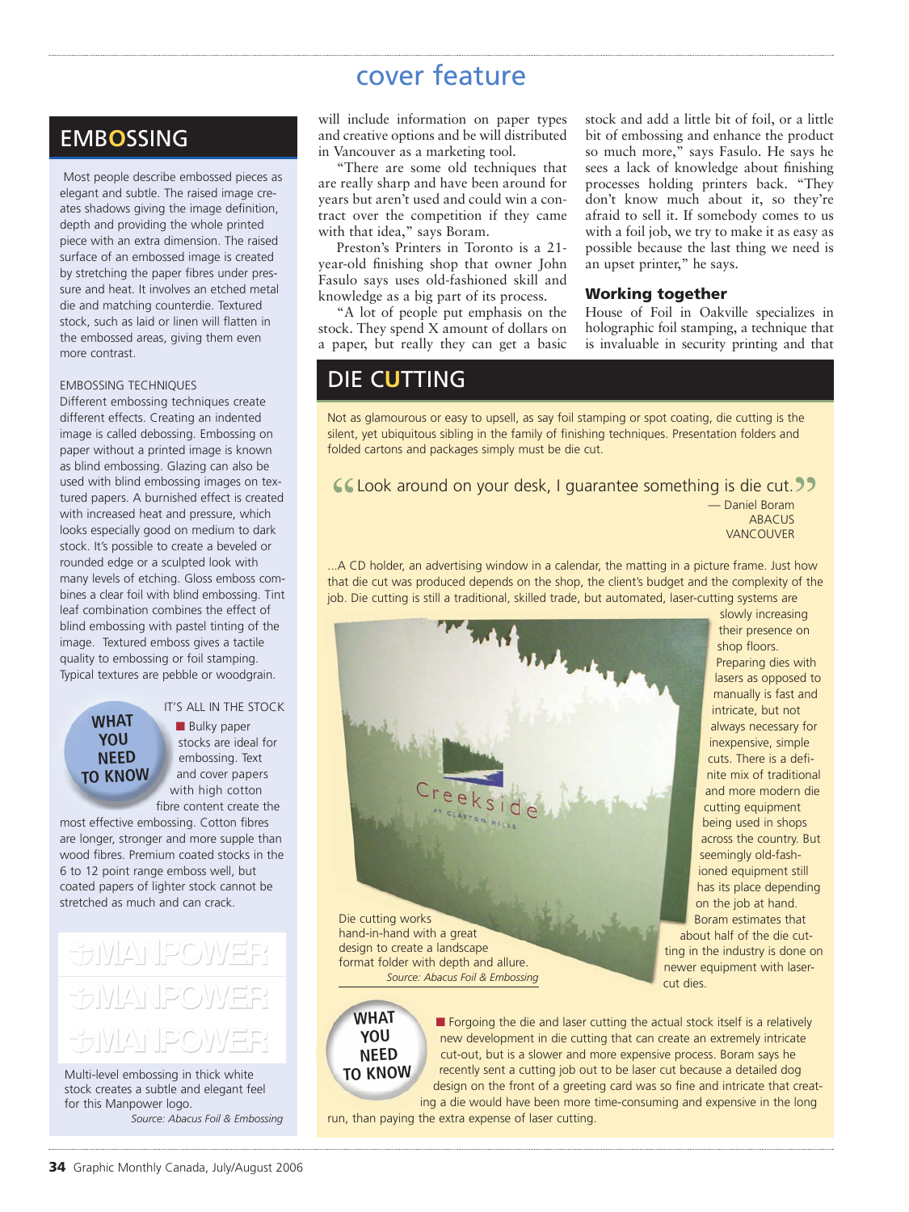cover feature

## EMBOSSING

Most people describe embossed pieces as elegant and subtle. The raised image creates shadows giving the image definition, depth and providing the whole printed piece with an extra dimension. The raised surface of an embossed image is created by stretching the paper fibres under pressure and heat. It involves an etched metal die and matching counterdie. Textured stock, such as laid or linen will flatten in the embossed areas, giving them even more contrast.

EMBOSSING TECHNIQUES

Different embossing techniques create different effects. Creating an indented image is called debossing. Embossing on paper without a printed image is known as blind embossing. Glazing can also be used with blind embossing images on textured papers. A burnished effect is created with increased heat and pressure, which looks especially good on medium to dark stock. It's possible to create a beveled or rounded edge or a sculpted look with many levels of etching. Gloss emboss combines a clear foil with blind embossing. Tint leaf combination combines the effect of blind embossing with pastel tinting of the image. Textured emboss gives a tactile quality to embossing or foil stamping. Typical textures are pebble or woodgrain.

**WHAT YOU NEED TO KNOW**

IT'S ALL IN THE STOCK

- Bulky paper stocks are ideal for embossing. Text and cover papers with high cotton fibre content create the most effective embossing. Cotton fibres are longer, stronger and more supple than wood fibres. Premium coated stocks in the 6 to 12 point range emboss well, but coated papers of lighter stock cannot be stretched as much and can crack.

Multi-level embossing in thick white stock creates a subtle and elegant feel for this Manpower logo.
*Source: Abacus Foil & Embossing*

will include information on paper types and creative options and be will distributed in Vancouver as a marketing tool.

"There are some old techniques that are really sharp and have been around for years but aren't used and could win a contract over the competition if they came with that idea," says Boram.

Preston's Printers in Toronto is a 21-year-old finishing shop that owner John Fasulo says uses old-fashioned skill and knowledge as a big part of its process.

"A lot of people put emphasis on the stock. They spend X amount of dollars on a paper, but really they can get a basic stock and add a little bit of foil, or a little bit of embossing and enhance the product so much more," says Fasulo. He says he sees a lack of knowledge about finishing processes holding printers back. "They don't know much about it, so they're afraid to sell it. If somebody comes to us with a foil job, we try to make it as easy as possible because the last thing we need is an upset printer," he says.

### Working together

House of Foil in Oakville specializes in holographic foil stamping, a technique that is invaluable in security printing and that

## DIE CUTTING

Not as glamourous or easy to upsell, as say foil stamping or spot coating, die cutting is the silent, yet ubiquitous sibling in the family of finishing techniques. Presentation folders and folded cartons and packages simply must be die cut.

> "Look around on your desk, I guarantee something is die cut."
> — Daniel Boram, ABACUS, VANCOUVER

...A CD holder, an advertising window in a calendar, the matting in a picture frame. Just how that die cut was produced depends on the shop, the client's budget and the complexity of the job. Die cutting is still a traditional, skilled trade, but automated, laser-cutting systems are slowly increasing their presence on shop floors. Preparing dies with lasers as opposed to manually is fast and intricate, but not always necessary for inexpensive, simple cuts. There is a definite mix of traditional and more modern die cutting equipment being used in shops across the country. But seemingly old-fashioned equipment still has its place depending on the job at hand. Boram estimates that about half of the die cutting in the industry is done on newer equipment with laser-cut dies.

Die cutting works hand-in-hand with a great design to create a landscape format folder with depth and allure.
*Source: Abacus Foil & Embossing*

**WHAT YOU NEED TO KNOW**

- Forgoing the die and laser cutting the actual stock itself is a relatively new development in die cutting that can create an extremely intricate cut-out, but is a slower and more expensive process. Boram says he recently sent a cutting job out to be laser cut because a detailed dog design on the front of a greeting card was so fine and intricate that creating a die would have been more time-consuming and expensive in the long run, than paying the extra expense of laser cutting.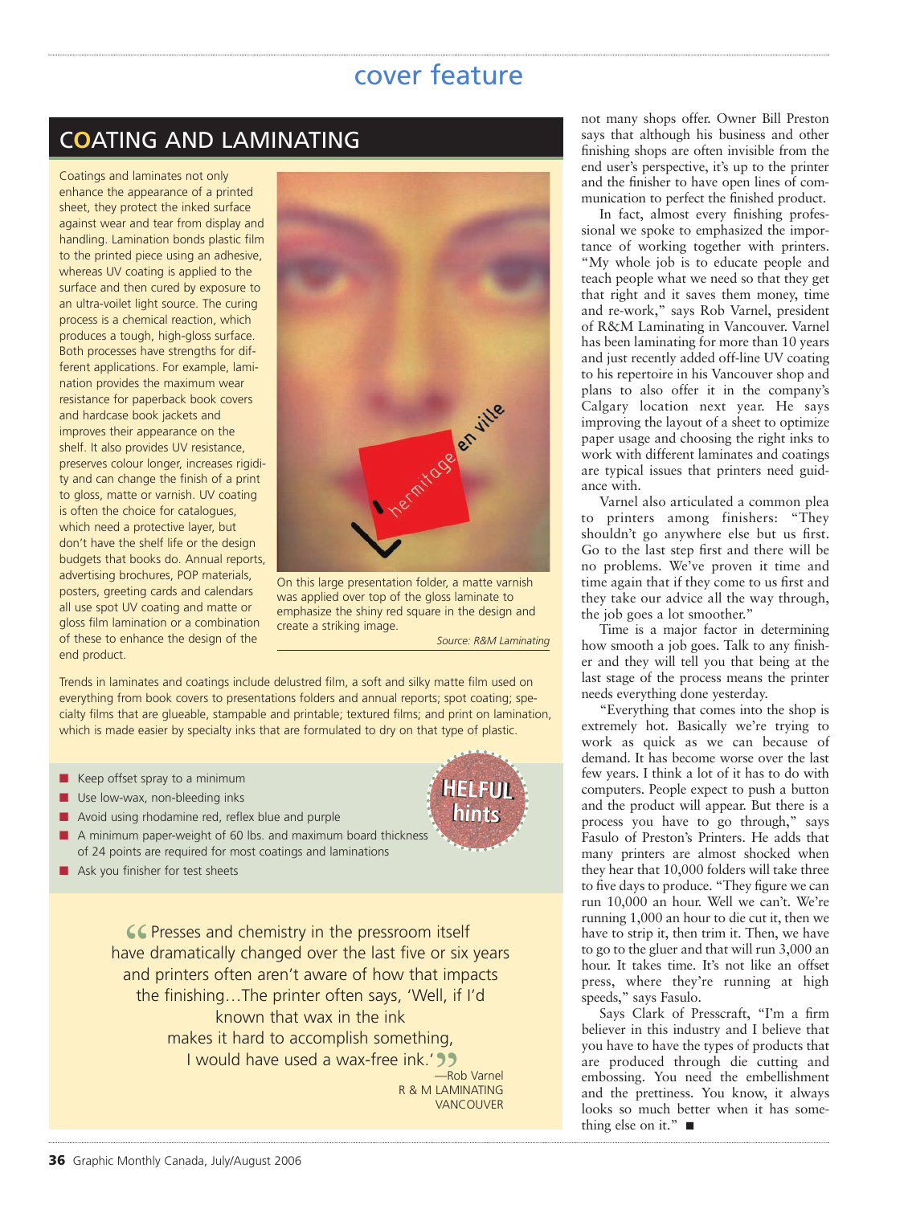# COATING AND LAMINATING

Coatings and laminates not only enhance the appearance of a printed sheet, they protect the inked surface against wear and tear from display and handling. Lamination bonds plastic film to the printed piece using an adhesive, whereas UV coating is applied to the surface and then cured by exposure to an ultra-voilet light source. The curing process is a chemical reaction, which produces a tough, high-gloss surface. Both processes have strengths for different applications. For example, lamination provides the maximum wear resistance for paperback book covers and hardcase book jackets and improves their appearance on the shelf. It also provides UV resistance, preserves colour longer, increases rigidity and can change the finish of a print to gloss, matte or varnish. UV coating is often the choice for catalogues, which need a protective layer, but don't have the shelf life or the design budgets that books do. Annual reports, advertising brochures, POP materials, posters, greeting cards and calendars all use spot UV coating and matte or gloss film lamination or a combination of these to enhance the design of the end product.

On this large presentation folder, a matte varnish was applied over top of the gloss laminate to emphasize the shiny red square in the design and create a striking image.

*Source: R&M Laminating*

Trends in laminates and coatings include delustred film, a soft and silky matte film used on everything from book covers to presentations folders and annual reports; spot coating; specialty films that are glueable, stampable and printable; textured films; and print on lamination, which is made easier by specialty inks that are formulated to dry on that type of plastic.

**HELFUL hints**

- Keep offset spray to a minimum
- Use low-wax, non-bleeding inks
- Avoid using rhodamine red, reflex blue and purple
- A minimum paper-weight of 60 lbs. and maximum board thickness of 24 points are required for most coatings and laminations
- Ask you finisher for test sheets

> "Presses and chemistry in the pressroom itself have dramatically changed over the last five or six years and printers often aren't aware of how that impacts the finishing…The printer often says, 'Well, if I'd known that wax in the ink makes it hard to accomplish something, I would have used a wax-free ink.'"
>
> —Rob Varnel
> R & M LAMINATING
> VANCOUVER

not many shops offer. Owner Bill Preston says that although his business and other finishing shops are often invisible from the end user's perspective, it's up to the printer and the finisher to have open lines of communication to perfect the finished product.

In fact, almost every finishing professional we spoke to emphasized the importance of working together with printers. "My whole job is to educate people and teach people what we need so that they get that right and it saves them money, time and re-work," says Rob Varnel, president of R&M Laminating in Vancouver. Varnel has been laminating for more than 10 years and just recently added off-line UV coating to his repertoire in his Vancouver shop and plans to also offer it in the company's Calgary location next year. He says improving the layout of a sheet to optimize paper usage and choosing the right inks to work with different laminates and coatings are typical issues that printers need guidance with.

Varnel also articulated a common plea to printers among finishers: "They shouldn't go anywhere else but us first. Go to the last step first and there will be no problems. We've proven it time and time again that if they come to us first and they take our advice all the way through, the job goes a lot smoother."

Time is a major factor in determining how smooth a job goes. Talk to any finisher and they will tell you that being at the last stage of the process means the printer needs everything done yesterday.

"Everything that comes into the shop is extremely hot. Basically we're trying to work as quick as we can because of demand. It has become worse over the last few years. I think a lot of it has to do with computers. People expect to push a button and the product will appear. But there is a process you have to go through," says Fasulo of Preston's Printers. He adds that many printers are almost shocked when they hear that 10,000 folders will take three to five days to produce. "They figure we can run 10,000 an hour. Well we can't. We're running 1,000 an hour to die cut it, then we have to strip it, then trim it. Then, we have to go to the gluer and that will run 3,000 an hour. It takes time. It's not like an offset press, where they're running at high speeds," says Fasulo.

Says Clark of Presscraft, "I'm a firm believer in this industry and I believe that you have to have the types of products that are produced through die cutting and embossing. You need the embellishment and the prettiness. You know, it always looks so much better when it has something else on it." ■